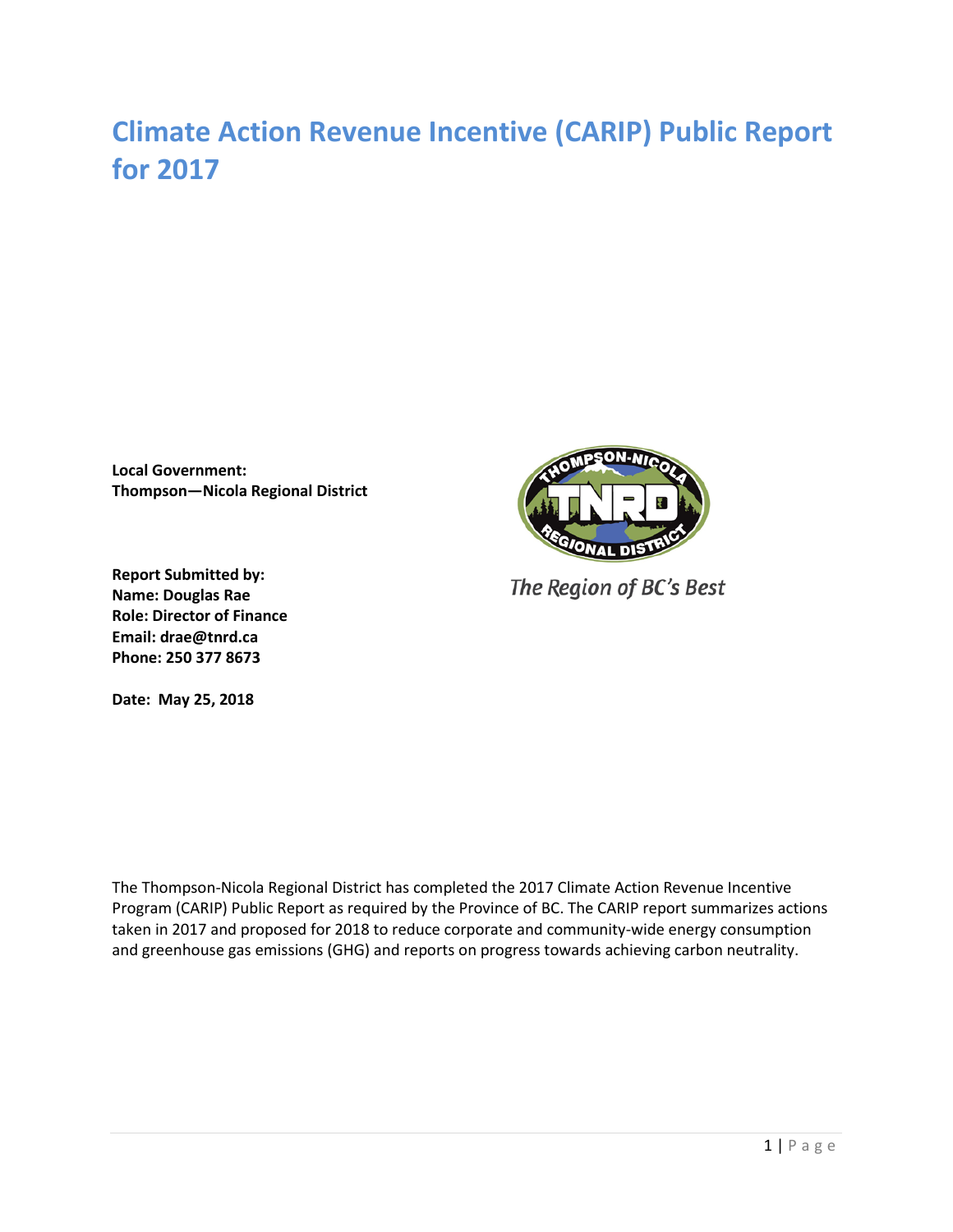# Climate Action Revenue Incentive (CARIP) Public Report for 2017

**Local Government:**
**Thompson—Nicola Regional District**

*The Region of BC's Best*

**Report Submitted by:**
**Name: Douglas Rae**
**Role: Director of Finance**
**Email: drae@tnrd.ca**
**Phone: 250 377 8673**

**Date: May 25, 2018**

The Thompson-Nicola Regional District has completed the 2017 Climate Action Revenue Incentive Program (CARIP) Public Report as required by the Province of BC. The CARIP report summarizes actions taken in 2017 and proposed for 2018 to reduce corporate and community-wide energy consumption and greenhouse gas emissions (GHG) and reports on progress towards achieving carbon neutrality.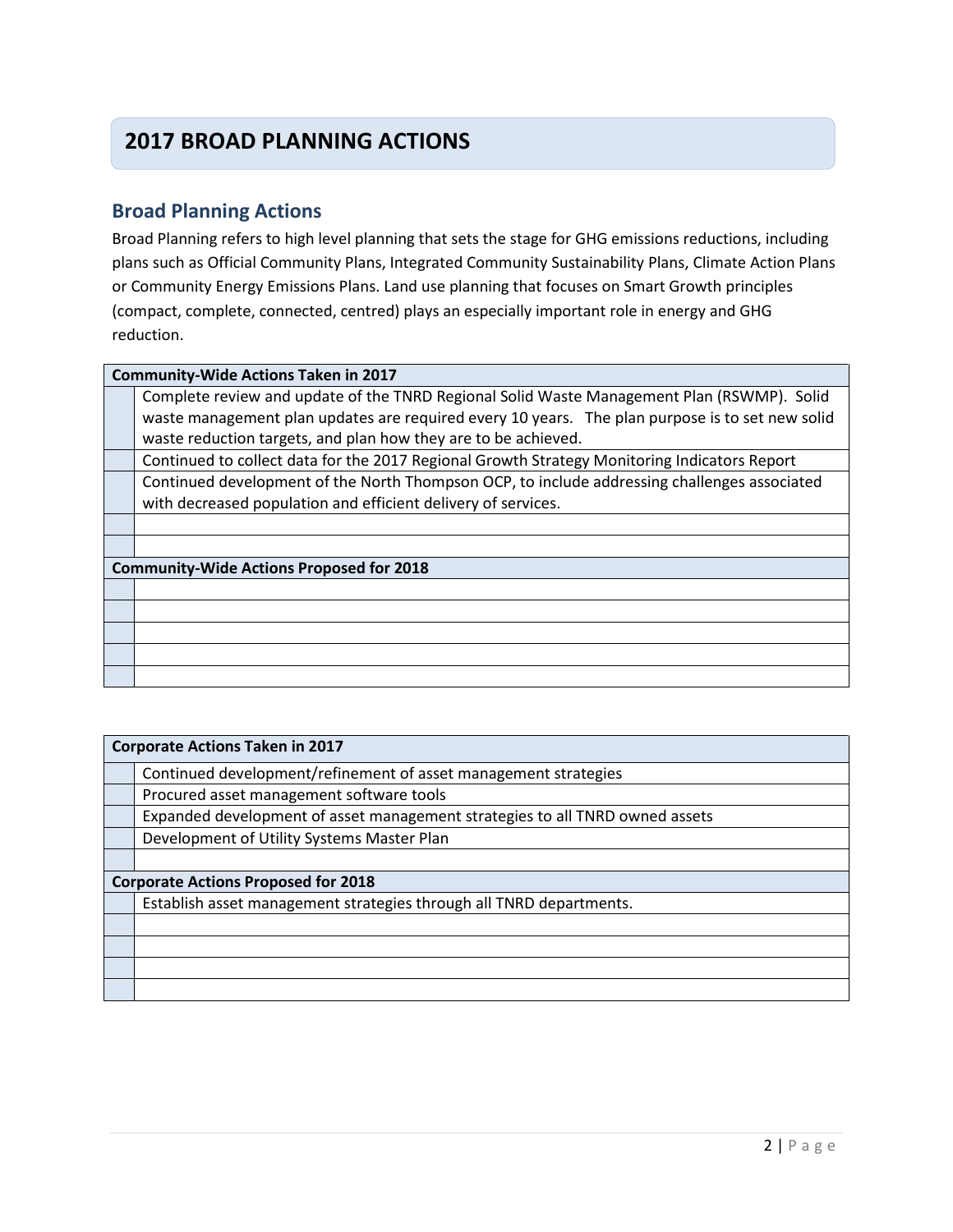# 2017 BROAD PLANNING ACTIONS

## Broad Planning Actions

Broad Planning refers to high level planning that sets the stage for GHG emissions reductions, including plans such as Official Community Plans, Integrated Community Sustainability Plans, Climate Action Plans or Community Energy Emissions Plans. Land use planning that focuses on Smart Growth principles (compact, complete, connected, centred) plays an especially important role in energy and GHG reduction.

| | **Community-Wide Actions Taken in 2017** |
|---|---|
| | Complete review and update of the TNRD Regional Solid Waste Management Plan (RSWMP). Solid waste management plan updates are required every 10 years. The plan purpose is to set new solid waste reduction targets, and plan how they are to be achieved. |
| | Continued to collect data for the 2017 Regional Growth Strategy Monitoring Indicators Report |
| | Continued development of the North Thompson OCP, to include addressing challenges associated with decreased population and efficient delivery of services. |
| | |
| | |
| | **Community-Wide Actions Proposed for 2018** |
| | |
| | |
| | |
| | |
| | |

| | **Corporate Actions Taken in 2017** |
|---|---|
| | Continued development/refinement of asset management strategies |
| | Procured asset management software tools |
| | Expanded development of asset management strategies to all TNRD owned assets |
| | Development of Utility Systems Master Plan |
| | |
| | **Corporate Actions Proposed for 2018** |
| | Establish asset management strategies through all TNRD departments. |
| | |
| | |
| | |
| | |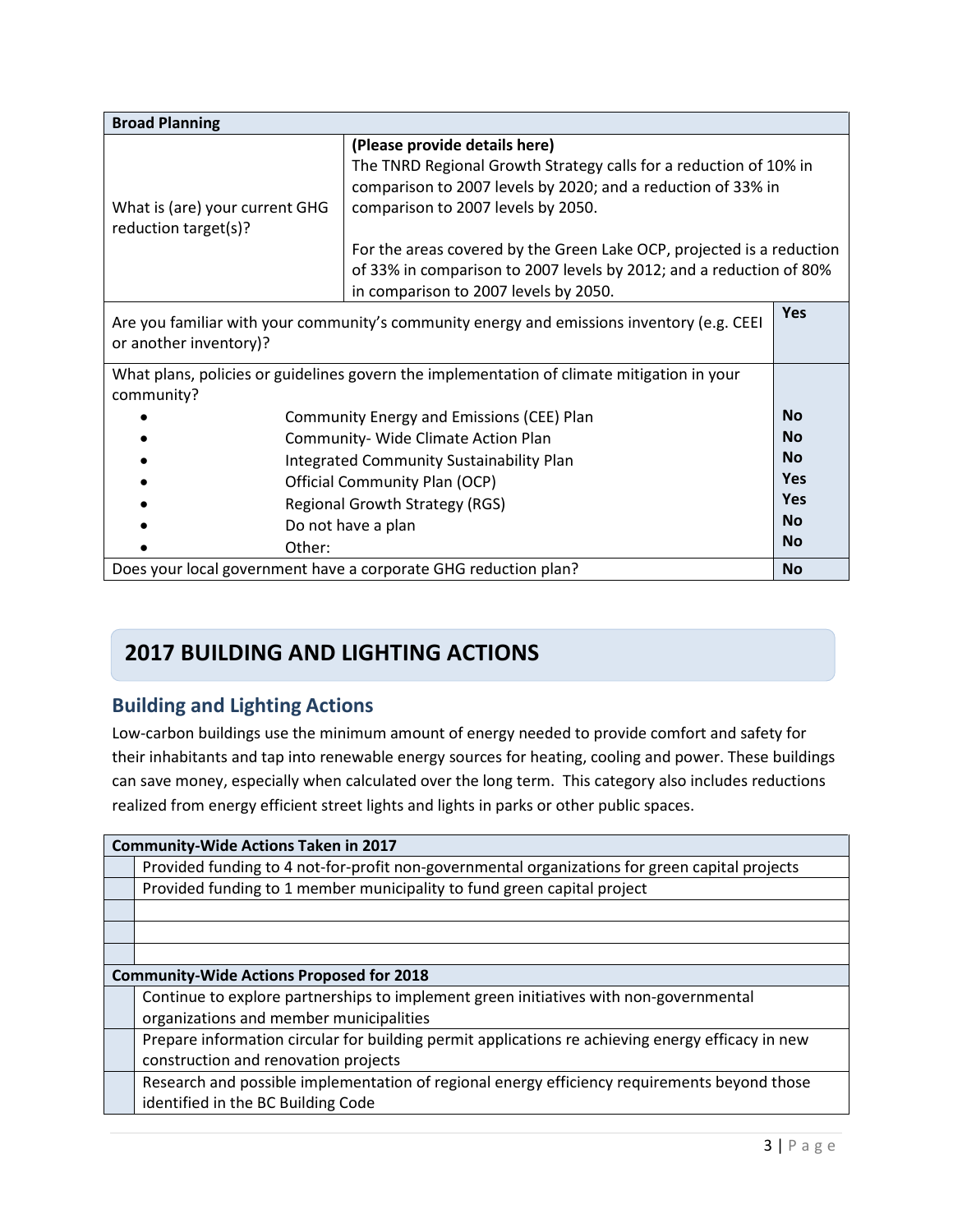| Broad Planning | | |
|---|---|---|
| What is (are) your current GHG reduction target(s)? | **(Please provide details here)**<br>The TNRD Regional Growth Strategy calls for a reduction of 10% in comparison to 2007 levels by 2020; and a reduction of 33% in comparison to 2007 levels by 2050.<br><br>For the areas covered by the Green Lake OCP, projected is a reduction of 33% in comparison to 2007 levels by 2012; and a reduction of 80% in comparison to 2007 levels by 2050. | |
| Are you familiar with your community's community energy and emissions inventory (e.g. CEEI or another inventory)? | | **Yes** |
| What plans, policies or guidelines govern the implementation of climate mitigation in your community? | | |
| • Community Energy and Emissions (CEE) Plan | | **No** |
| • Community- Wide Climate Action Plan | | **No** |
| • Integrated Community Sustainability Plan | | **No** |
| • Official Community Plan (OCP) | | **Yes** |
| • Regional Growth Strategy (RGS) | | **Yes** |
| • Do not have a plan | | **No** |
| • Other: | | **No** |
| Does your local government have a corporate GHG reduction plan? | | **No** |

## 2017 BUILDING AND LIGHTING ACTIONS

### Building and Lighting Actions

Low-carbon buildings use the minimum amount of energy needed to provide comfort and safety for their inhabitants and tap into renewable energy sources for heating, cooling and power. These buildings can save money, especially when calculated over the long term. This category also includes reductions realized from energy efficient street lights and lights in parks or other public spaces.

| | Community-Wide Actions Taken in 2017 |
|---|---|
| | Provided funding to 4 not-for-profit non-governmental organizations for green capital projects |
| | Provided funding to 1 member municipality to fund green capital project |
| | |
| | |
| | |
| | **Community-Wide Actions Proposed for 2018** |
| | Continue to explore partnerships to implement green initiatives with non-governmental organizations and member municipalities |
| | Prepare information circular for building permit applications re achieving energy efficacy in new construction and renovation projects |
| | Research and possible implementation of regional energy efficiency requirements beyond those identified in the BC Building Code |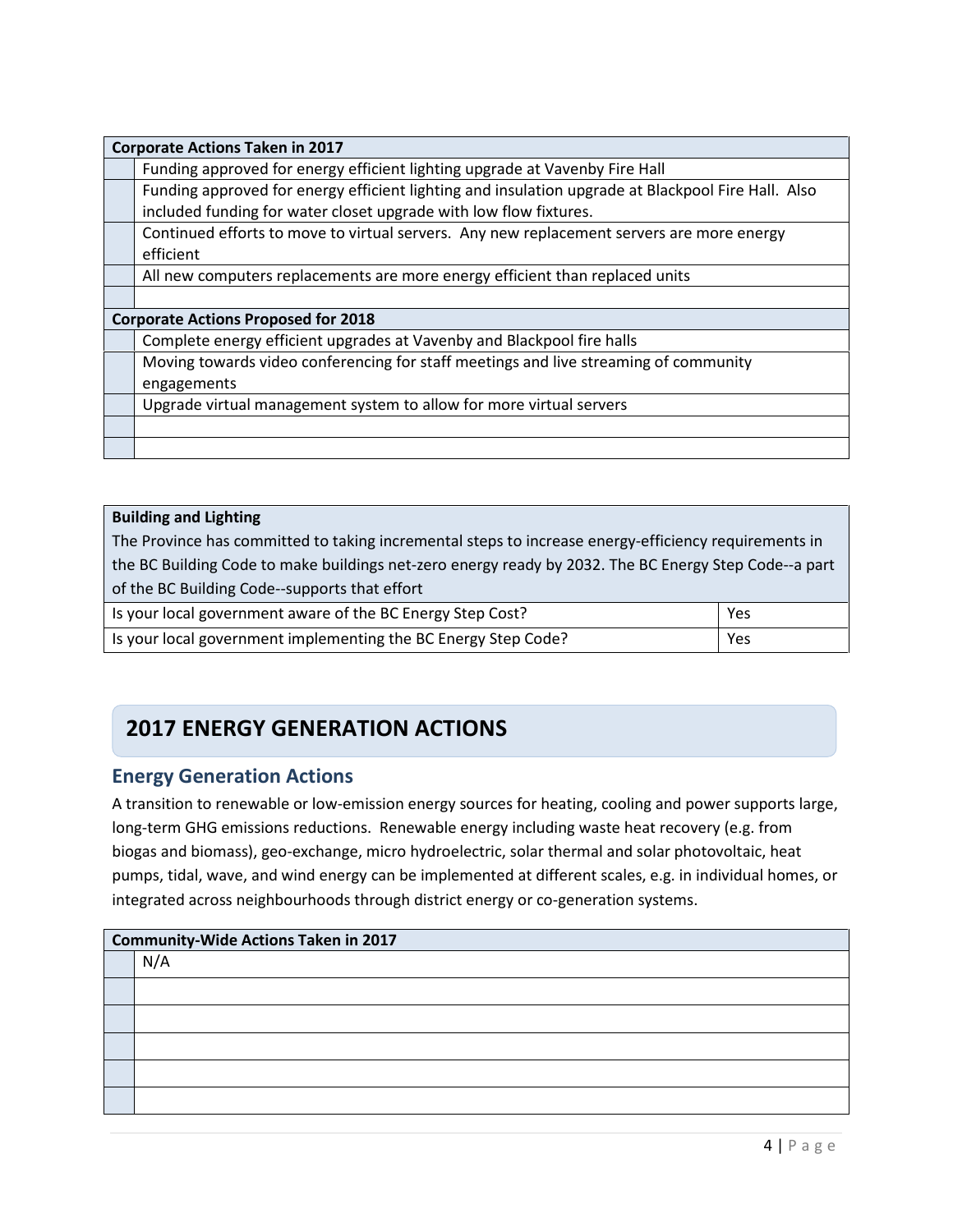| | Corporate Actions Taken in 2017 |
|---|---|
| | Funding approved for energy efficient lighting upgrade at Vavenby Fire Hall |
| | Funding approved for energy efficient lighting and insulation upgrade at Blackpool Fire Hall. Also included funding for water closet upgrade with low flow fixtures. |
| | Continued efforts to move to virtual servers. Any new replacement servers are more energy efficient |
| | All new computers replacements are more energy efficient than replaced units |
| | |
| | **Corporate Actions Proposed for 2018** |
| | Complete energy efficient upgrades at Vavenby and Blackpool fire halls |
| | Moving towards video conferencing for staff meetings and live streaming of community engagements |
| | Upgrade virtual management system to allow for more virtual servers |
| | |
| | |

**Building and Lighting**

The Province has committed to taking incremental steps to increase energy-efficiency requirements in the BC Building Code to make buildings net-zero energy ready by 2032. The BC Energy Step Code--a part of the BC Building Code--supports that effort

| Question | Answer |
|---|---|
| Is your local government aware of the BC Energy Step Cost? | Yes |
| Is your local government implementing the BC Energy Step Code? | Yes |

## 2017 ENERGY GENERATION ACTIONS

### Energy Generation Actions

A transition to renewable or low-emission energy sources for heating, cooling and power supports large, long-term GHG emissions reductions. Renewable energy including waste heat recovery (e.g. from biogas and biomass), geo-exchange, micro hydroelectric, solar thermal and solar photovoltaic, heat pumps, tidal, wave, and wind energy can be implemented at different scales, e.g. in individual homes, or integrated across neighbourhoods through district energy or co-generation systems.

| | Community-Wide Actions Taken in 2017 |
|---|---|
| | N/A |
| | |
| | |
| | |
| | |
| | |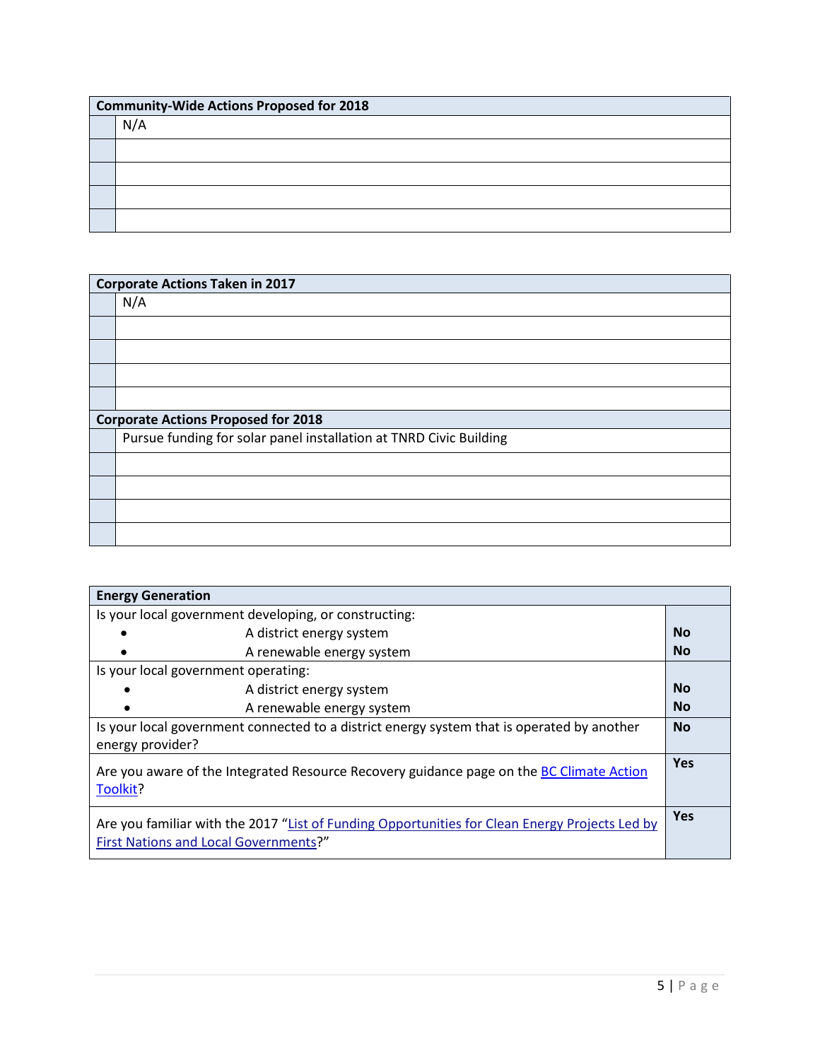| Community-Wide Actions Proposed for 2018 | |
|---|---|
| | N/A |
| | |
| | |
| | |
| | |

| Corporate Actions Taken in 2017 | |
|---|---|
| | N/A |
| | |
| | |
| | |
| | |
| **Corporate Actions Proposed for 2018** | |
| | Pursue funding for solar panel installation at TNRD Civic Building |
| | |
| | |
| | |
| | |

| Energy Generation | |
|---|---|
| Is your local government developing, or constructing:<br>• A district energy system<br>• A renewable energy system | <br>**No**<br>**No** |
| Is your local government operating:<br>• A district energy system<br>• A renewable energy system | <br>**No**<br>**No** |
| Is your local government connected to a district energy system that is operated by another energy provider? | **No** |
| Are you aware of the Integrated Resource Recovery guidance page on the BC Climate Action Toolkit? | **Yes** |
| Are you familiar with the 2017 "List of Funding Opportunities for Clean Energy Projects Led by First Nations and Local Governments?" | **Yes** |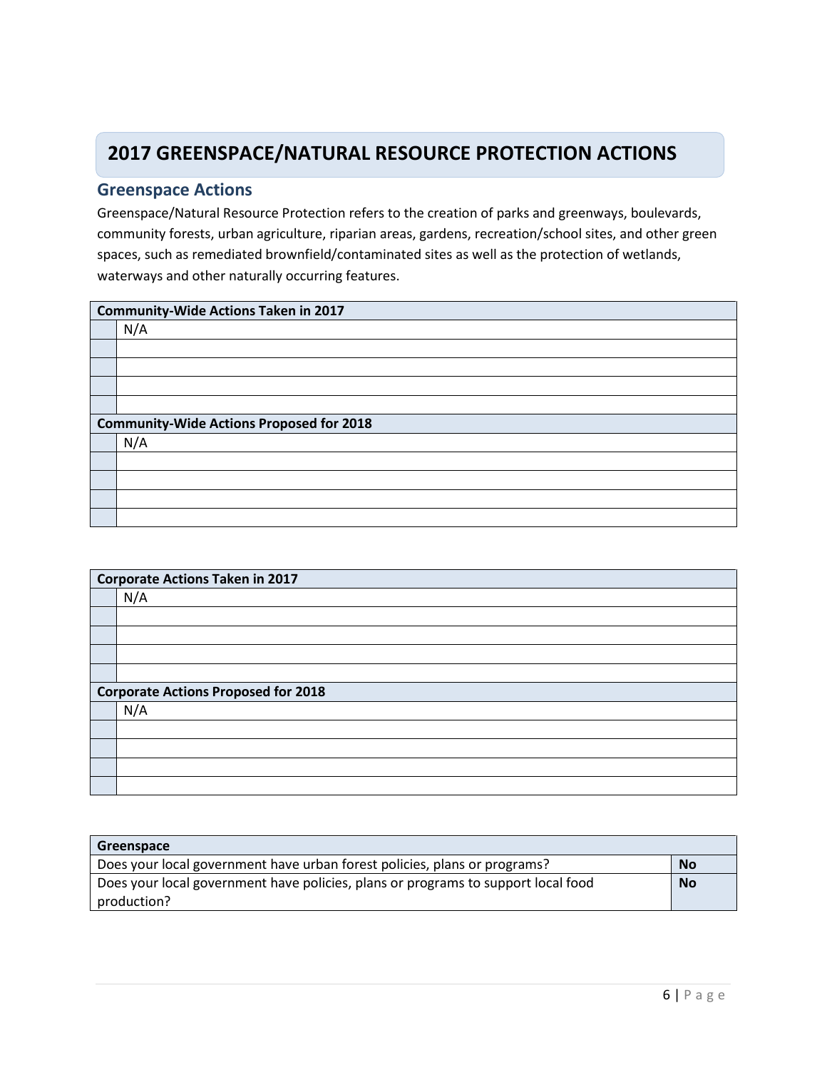# 2017 GREENSPACE/NATURAL RESOURCE PROTECTION ACTIONS

## Greenspace Actions

Greenspace/Natural Resource Protection refers to the creation of parks and greenways, boulevards, community forests, urban agriculture, riparian areas, gardens, recreation/school sites, and other green spaces, such as remediated brownfield/contaminated sites as well as the protection of wetlands, waterways and other naturally occurring features.

| **Community-Wide Actions Taken in 2017** | |
|---|---|
| | N/A |
| | |
| | |
| | |
| | |
| **Community-Wide Actions Proposed for 2018** | |
| | N/A |
| | |
| | |
| | |
| | |

| **Corporate Actions Taken in 2017** | |
|---|---|
| | N/A |
| | |
| | |
| | |
| | |
| **Corporate Actions Proposed for 2018** | |
| | N/A |
| | |
| | |
| | |
| | |

| **Greenspace** | |
|---|---|
| Does your local government have urban forest policies, plans or programs? | **No** |
| Does your local government have policies, plans or programs to support local food production? | **No** |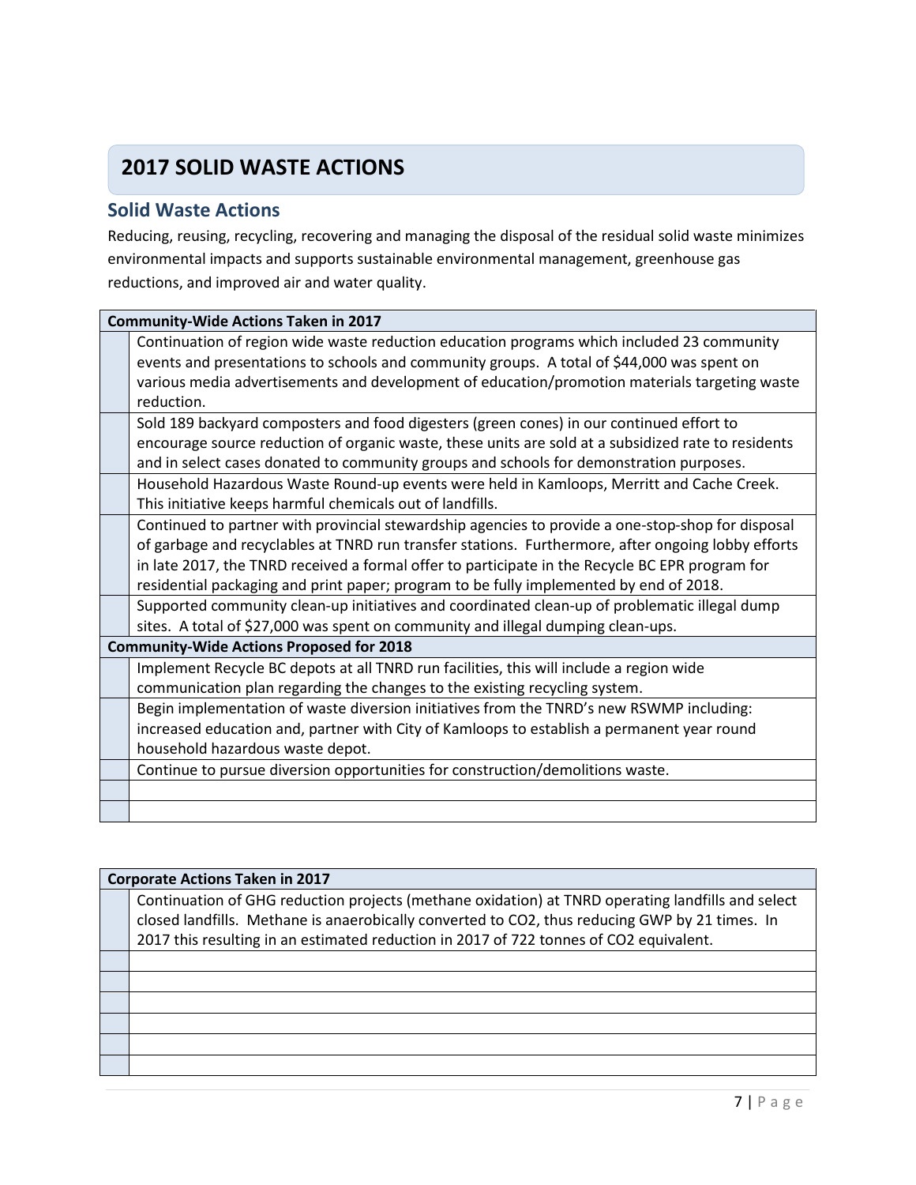# 2017 SOLID WASTE ACTIONS

## Solid Waste Actions

Reducing, reusing, recycling, recovering and managing the disposal of the residual solid waste minimizes environmental impacts and supports sustainable environmental management, greenhouse gas reductions, and improved air and water quality.

| | **Community-Wide Actions Taken in 2017** |
|---|---|
| | Continuation of region wide waste reduction education programs which included 23 community events and presentations to schools and community groups. A total of $44,000 was spent on various media advertisements and development of education/promotion materials targeting waste reduction. |
| | Sold 189 backyard composters and food digesters (green cones) in our continued effort to encourage source reduction of organic waste, these units are sold at a subsidized rate to residents and in select cases donated to community groups and schools for demonstration purposes. |
| | Household Hazardous Waste Round-up events were held in Kamloops, Merritt and Cache Creek. This initiative keeps harmful chemicals out of landfills. |
| | Continued to partner with provincial stewardship agencies to provide a one-stop-shop for disposal of garbage and recyclables at TNRD run transfer stations. Furthermore, after ongoing lobby efforts in late 2017, the TNRD received a formal offer to participate in the Recycle BC EPR program for residential packaging and print paper; program to be fully implemented by end of 2018. |
| | Supported community clean-up initiatives and coordinated clean-up of problematic illegal dump sites. A total of $27,000 was spent on community and illegal dumping clean-ups. |
| | **Community-Wide Actions Proposed for 2018** |
| | Implement Recycle BC depots at all TNRD run facilities, this will include a region wide communication plan regarding the changes to the existing recycling system. |
| | Begin implementation of waste diversion initiatives from the TNRD's new RSWMP including: increased education and, partner with City of Kamloops to establish a permanent year round household hazardous waste depot. |
| | Continue to pursue diversion opportunities for construction/demolitions waste. |
| | |
| | |

| | **Corporate Actions Taken in 2017** |
|---|---|
| | Continuation of GHG reduction projects (methane oxidation) at TNRD operating landfills and select closed landfills. Methane is anaerobically converted to CO2, thus reducing GWP by 21 times. In 2017 this resulting in an estimated reduction in 2017 of 722 tonnes of CO2 equivalent. |
| | |
| | |
| | |
| | |
| | |
| | |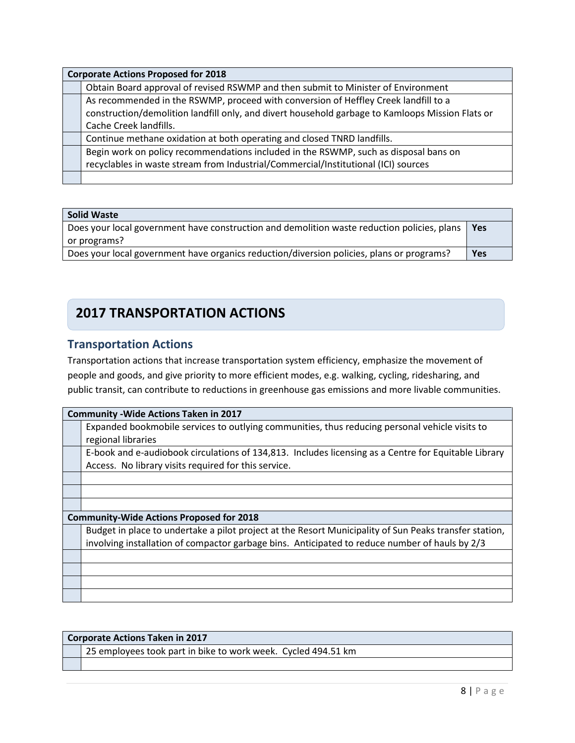| Corporate Actions Proposed for 2018 | |
|---|---|
| | Obtain Board approval of revised RSWMP and then submit to Minister of Environment |
| | As recommended in the RSWMP, proceed with conversion of Heffley Creek landfill to a construction/demolition landfill only, and divert household garbage to Kamloops Mission Flats or Cache Creek landfills. |
| | Continue methane oxidation at both operating and closed TNRD landfills. |
| | Begin work on policy recommendations included in the RSWMP, such as disposal bans on recyclables in waste stream from Industrial/Commercial/Institutional (ICI) sources |
| | |

| Solid Waste | |
|---|---|
| Does your local government have construction and demolition waste reduction policies, plans or programs? | **Yes** |
| Does your local government have organics reduction/diversion policies, plans or programs? | **Yes** |

## 2017 TRANSPORTATION ACTIONS

### Transportation Actions

Transportation actions that increase transportation system efficiency, emphasize the movement of people and goods, and give priority to more efficient modes, e.g. walking, cycling, ridesharing, and public transit, can contribute to reductions in greenhouse gas emissions and more livable communities.

| Community -Wide Actions Taken in 2017 | |
|---|---|
| | Expanded bookmobile services to outlying communities, thus reducing personal vehicle visits to regional libraries |
| | E-book and e-audiobook circulations of 134,813. Includes licensing as a Centre for Equitable Library Access. No library visits required for this service. |
| | |
| | |
| | |
| **Community-Wide Actions Proposed for 2018** | |
| | Budget in place to undertake a pilot project at the Resort Municipality of Sun Peaks transfer station, involving installation of compactor garbage bins. Anticipated to reduce number of hauls by 2/3 |
| | |
| | |
| | |
| | |

| Corporate Actions Taken in 2017 | |
|---|---|
| | 25 employees took part in bike to work week. Cycled 494.51 km |
| | |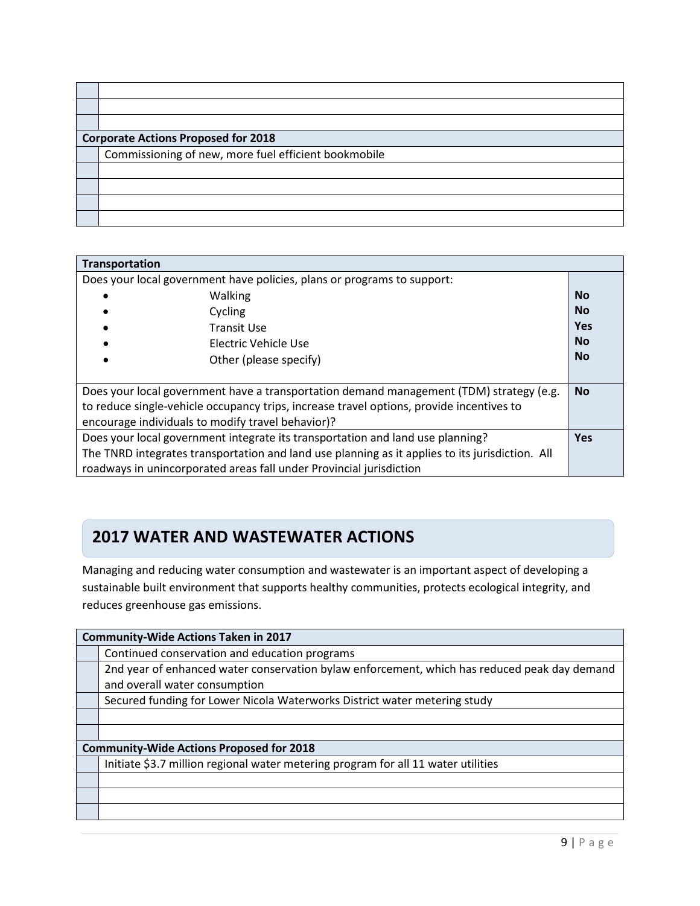| | |
|---|---|
| | |
| | |
| | |
| **Corporate Actions Proposed for 2018** | |
| | Commissioning of new, more fuel efficient bookmobile |
| | |
| | |
| | |
| | |

| **Transportation** | |
|---|---|
| Does your local government have policies, plans or programs to support:<br>• Walking<br>• Cycling<br>• Transit Use<br>• Electric Vehicle Use<br>• Other (please specify) | <br>**No**<br>**No**<br>**Yes**<br>**No**<br>**No** |
| Does your local government have a transportation demand management (TDM) strategy (e.g. to reduce single-vehicle occupancy trips, increase travel options, provide incentives to encourage individuals to modify travel behavior)? | **No** |
| Does your local government integrate its transportation and land use planning?<br>The TNRD integrates transportation and land use planning as it applies to its jurisdiction. All roadways in unincorporated areas fall under Provincial jurisdiction | **Yes** |

## 2017 WATER AND WASTEWATER ACTIONS

Managing and reducing water consumption and wastewater is an important aspect of developing a sustainable built environment that supports healthy communities, protects ecological integrity, and reduces greenhouse gas emissions.

| **Community-Wide Actions Taken in 2017** | |
|---|---|
| | Continued conservation and education programs |
| | 2nd year of enhanced water conservation bylaw enforcement, which has reduced peak day demand and overall water consumption |
| | Secured funding for Lower Nicola Waterworks District water metering study |
| | |
| | |
| **Community-Wide Actions Proposed for 2018** | |
| | Initiate $3.7 million regional water metering program for all 11 water utilities |
| | |
| | |
| | |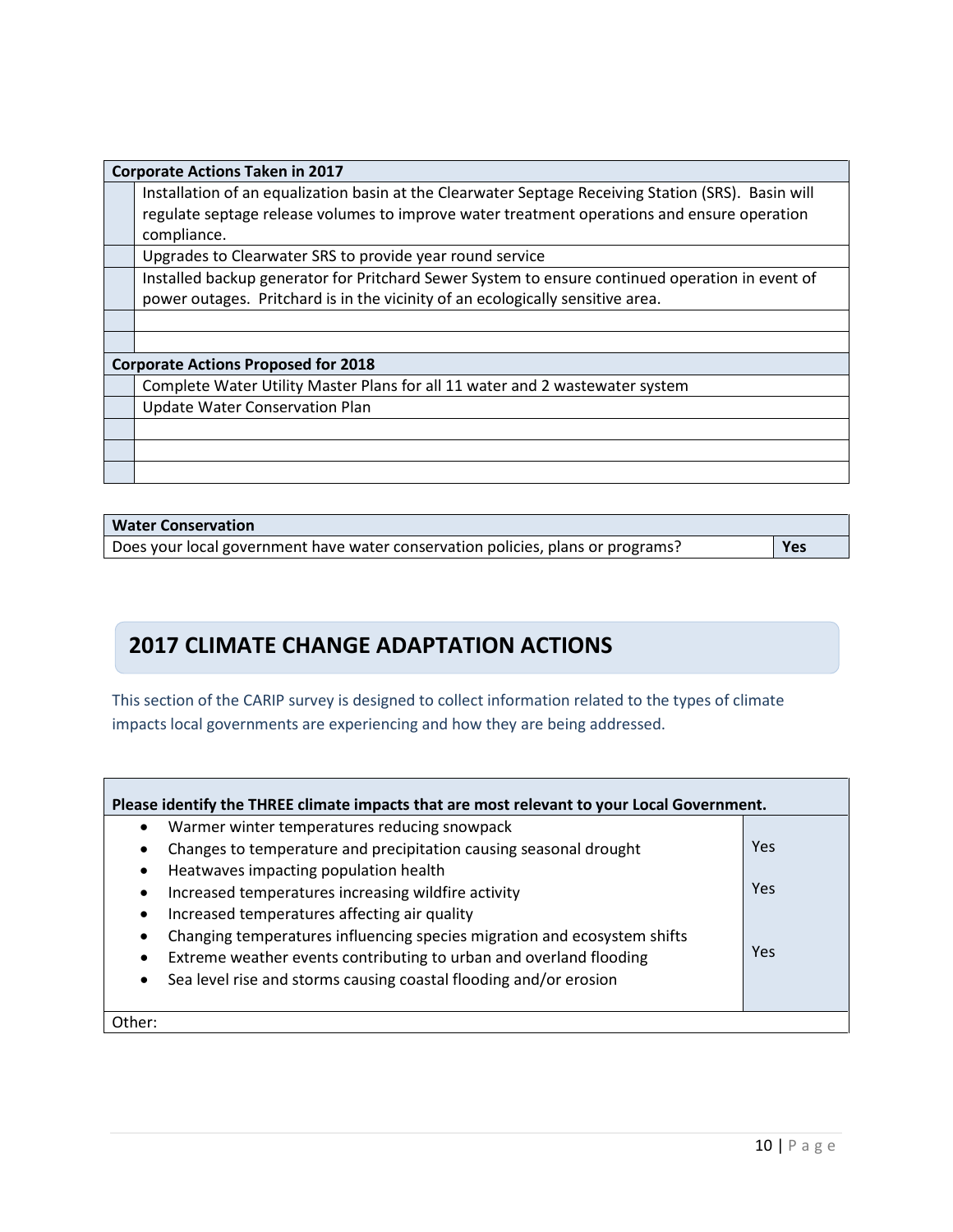| Corporate Actions Taken in 2017 | |
|---|---|
| | Installation of an equalization basin at the Clearwater Septage Receiving Station (SRS). Basin will regulate septage release volumes to improve water treatment operations and ensure operation compliance. |
| | Upgrades to Clearwater SRS to provide year round service |
| | Installed backup generator for Pritchard Sewer System to ensure continued operation in event of power outages. Pritchard is in the vicinity of an ecologically sensitive area. |
| | |
| | |
| **Corporate Actions Proposed for 2018** | |
| | Complete Water Utility Master Plans for all 11 water and 2 wastewater system |
| | Update Water Conservation Plan |
| | |
| | |
| | |

| Water Conservation | |
|---|---|
| Does your local government have water conservation policies, plans or programs? | **Yes** |

## 2017 CLIMATE CHANGE ADAPTATION ACTIONS

This section of the CARIP survey is designed to collect information related to the types of climate impacts local governments are experiencing and how they are being addressed.

| Please identify the THREE climate impacts that are most relevant to your Local Government. | |
|---|---|
| • Warmer winter temperatures reducing snowpack | |
| • Changes to temperature and precipitation causing seasonal drought | Yes |
| • Heatwaves impacting population health | |
| • Increased temperatures increasing wildfire activity | Yes |
| • Increased temperatures affecting air quality | |
| • Changing temperatures influencing species migration and ecosystem shifts | |
| • Extreme weather events contributing to urban and overland flooding | Yes |
| • Sea level rise and storms causing coastal flooding and/or erosion | |
| Other: | |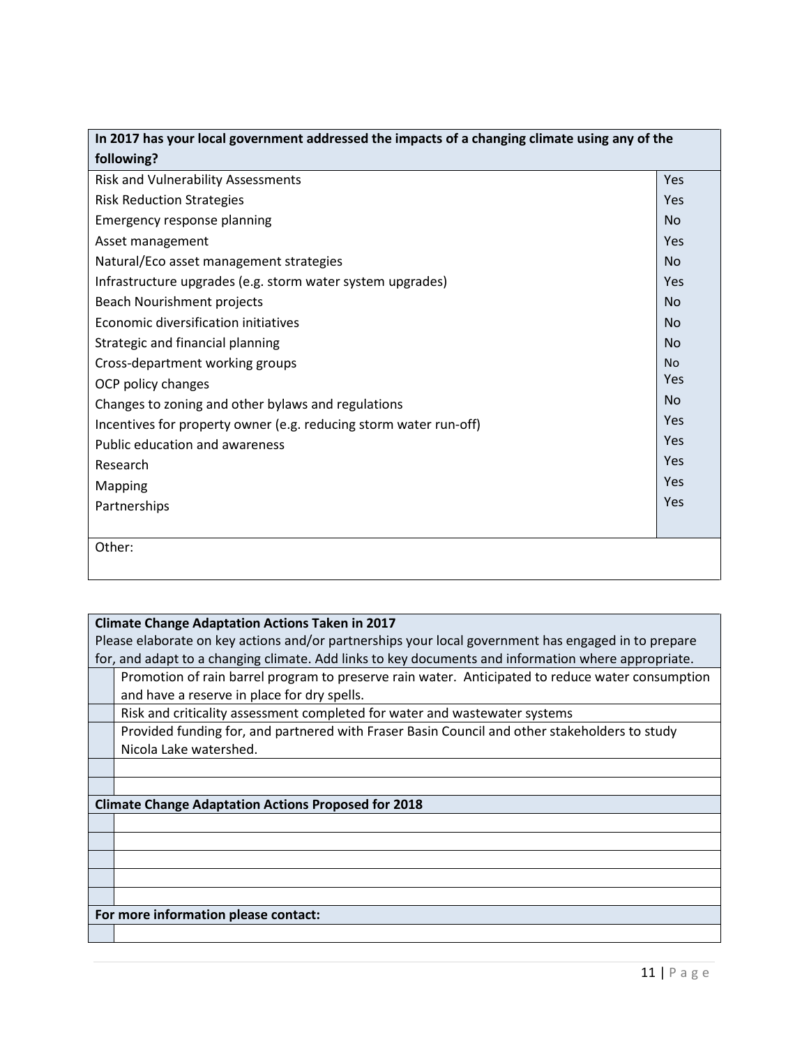| In 2017 has your local government addressed the impacts of a changing climate using any of the following? | |
|---|---|
| Risk and Vulnerability Assessments | Yes |
| Risk Reduction Strategies | Yes |
| Emergency response planning | No |
| Asset management | Yes |
| Natural/Eco asset management strategies | No |
| Infrastructure upgrades (e.g. storm water system upgrades) | Yes |
| Beach Nourishment projects | No |
| Economic diversification initiatives | No |
| Strategic and financial planning | No |
| Cross-department working groups | No |
| OCP policy changes | Yes |
| Changes to zoning and other bylaws and regulations | No |
| Incentives for property owner (e.g. reducing storm water run-off) | Yes |
| Public education and awareness | Yes |
| Research | Yes |
| Mapping | Yes |
| Partnerships | Yes |
| Other: | |

| Climate Change Adaptation Actions Taken in 2017<br>Please elaborate on key actions and/or partnerships your local government has engaged in to prepare for, and adapt to a changing climate. Add links to key documents and information where appropriate. | |
|---|---|
| | Promotion of rain barrel program to preserve rain water. Anticipated to reduce water consumption and have a reserve in place for dry spells. |
| | Risk and criticality assessment completed for water and wastewater systems |
| | Provided funding for, and partnered with Fraser Basin Council and other stakeholders to study Nicola Lake watershed. |
| | |
| | |
| **Climate Change Adaptation Actions Proposed for 2018** | |
| | |
| | |
| | |
| | |
| | |
| **For more information please contact:** | |
| | |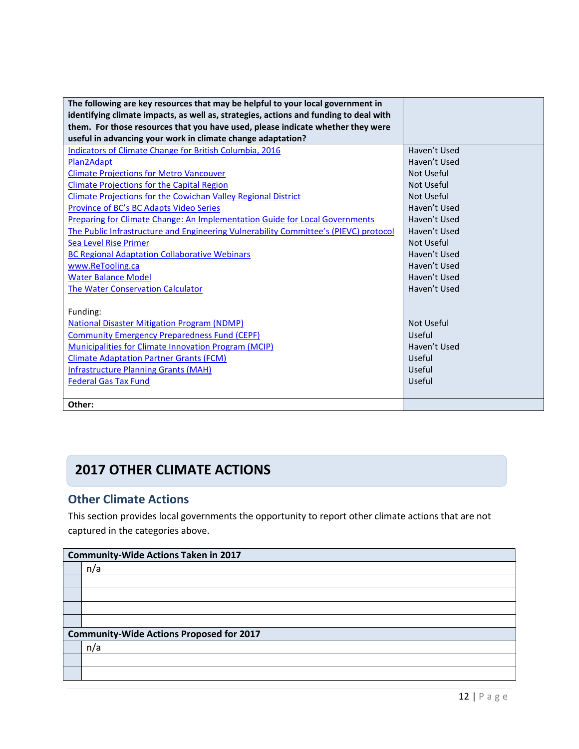| The following are key resources that may be helpful to your local government in identifying climate impacts, as well as, strategies, actions and funding to deal with them. For those resources that you have used, please indicate whether they were useful in advancing your work in climate change adaptation? | |
|---|---|
| Indicators of Climate Change for British Columbia, 2016 | Haven't Used |
| Plan2Adapt | Haven't Used |
| Climate Projections for Metro Vancouver | Not Useful |
| Climate Projections for the Capital Region | Not Useful |
| Climate Projections for the Cowichan Valley Regional District | Not Useful |
| Province of BC's BC Adapts Video Series | Haven't Used |
| Preparing for Climate Change: An Implementation Guide for Local Governments | Haven't Used |
| The Public Infrastructure and Engineering Vulnerability Committee's (PIEVC) protocol | Haven't Used |
| Sea Level Rise Primer | Not Useful |
| BC Regional Adaptation Collaborative Webinars | Haven't Used |
| www.ReTooling.ca | Haven't Used |
| Water Balance Model | Haven't Used |
| The Water Conservation Calculator | Haven't Used |
| Funding: | |
| National Disaster Mitigation Program (NDMP) | Not Useful |
| Community Emergency Preparedness Fund (CEPF) | Useful |
| Municipalities for Climate Innovation Program (MCIP) | Haven't Used |
| Climate Adaptation Partner Grants (FCM) | Useful |
| Infrastructure Planning Grants (MAH) | Useful |
| Federal Gas Tax Fund | Useful |
| **Other:** | |

# 2017 OTHER CLIMATE ACTIONS

## Other Climate Actions

This section provides local governments the opportunity to report other climate actions that are not captured in the categories above.

| **Community-Wide Actions Taken in 2017** | |
|---|---|
| | n/a |
| | |
| | |
| | |
| | |
| **Community-Wide Actions Proposed for 2017** | |
| | n/a |
| | |
| | |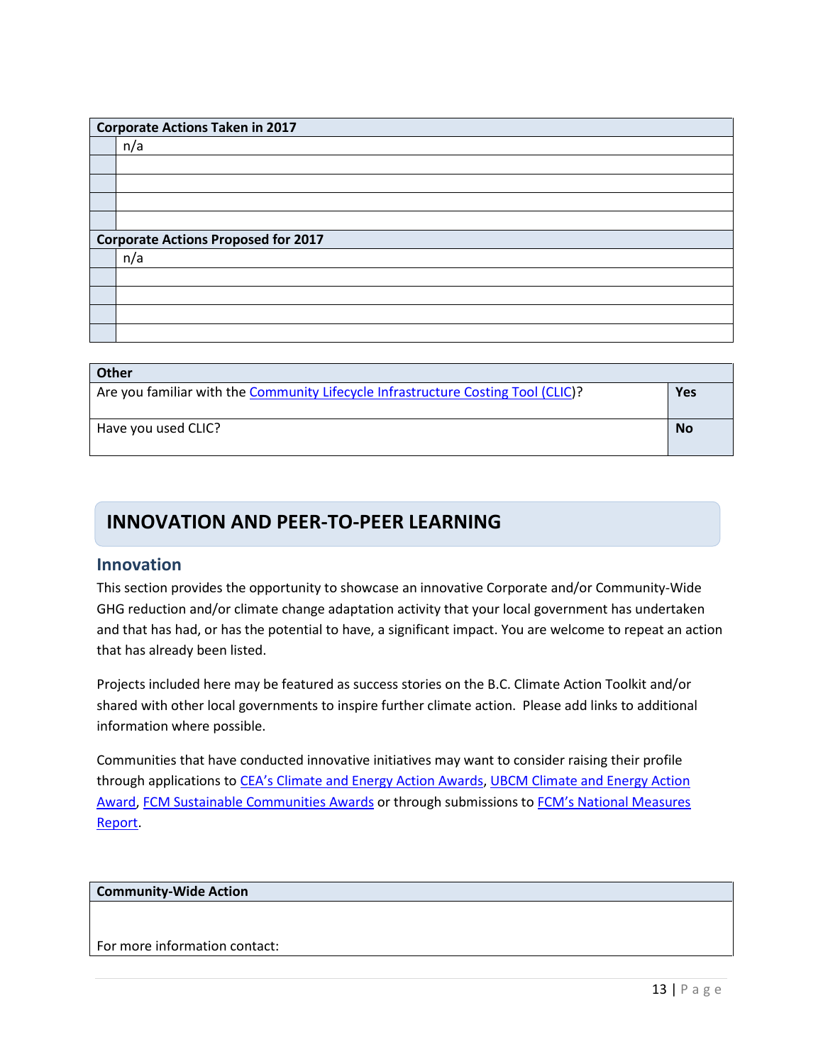| Corporate Actions Taken in 2017 | |
|---|---|
| | n/a |
| | |
| | |
| | |
| | |
| **Corporate Actions Proposed for 2017** | |
| | n/a |
| | |
| | |
| | |
| | |

| Other | |
|---|---|
| Are you familiar with the Community Lifecycle Infrastructure Costing Tool (CLIC)? | **Yes** |
| Have you used CLIC? | **No** |

# INNOVATION AND PEER-TO-PEER LEARNING

## Innovation

This section provides the opportunity to showcase an innovative Corporate and/or Community-Wide GHG reduction and/or climate change adaptation activity that your local government has undertaken and that has had, or has the potential to have, a significant impact. You are welcome to repeat an action that has already been listed.

Projects included here may be featured as success stories on the B.C. Climate Action Toolkit and/or shared with other local governments to inspire further climate action. Please add links to additional information where possible.

Communities that have conducted innovative initiatives may want to consider raising their profile through applications to CEA's Climate and Energy Action Awards, UBCM Climate and Energy Action Award, FCM Sustainable Communities Awards or through submissions to FCM's National Measures Report.

| Community-Wide Action |
|---|
| For more information contact: |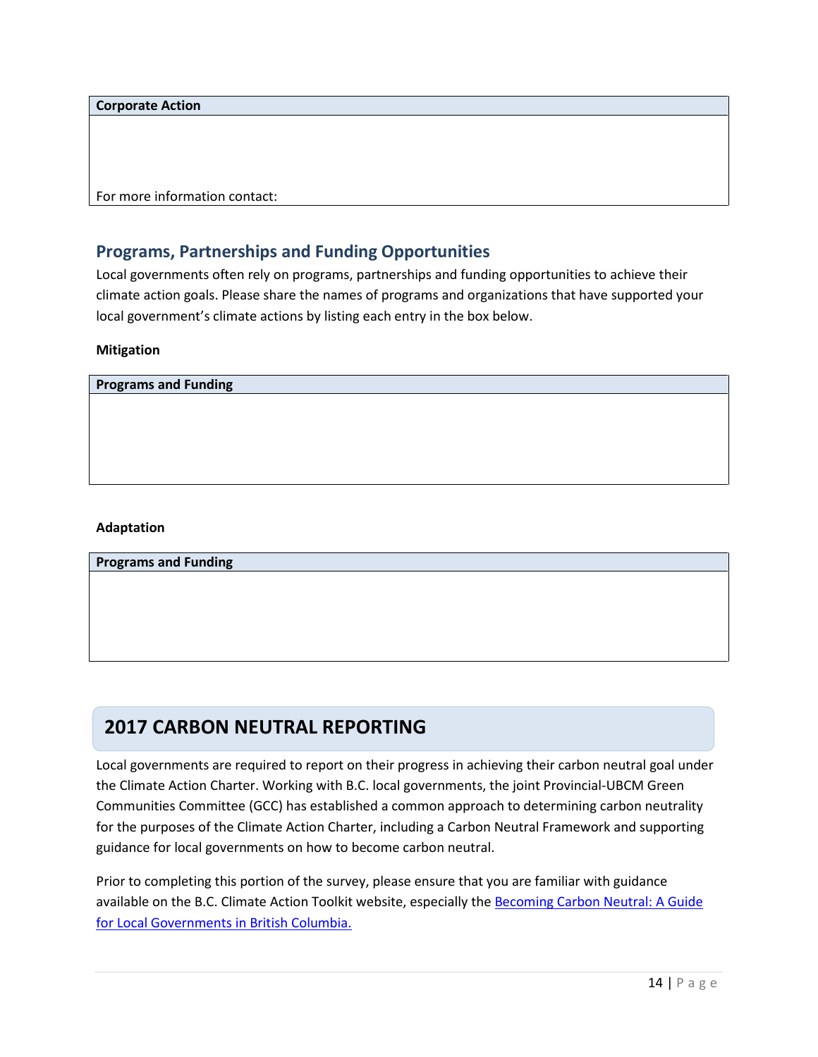| Corporate Action |
| --- |
| For more information contact: |

## Programs, Partnerships and Funding Opportunities

Local governments often rely on programs, partnerships and funding opportunities to achieve their climate action goals. Please share the names of programs and organizations that have supported your local government's climate actions by listing each entry in the box below.

**Mitigation**

| Programs and Funding |
| --- |
| |

**Adaptation**

| Programs and Funding |
| --- |
| |

# 2017 CARBON NEUTRAL REPORTING

Local governments are required to report on their progress in achieving their carbon neutral goal under the Climate Action Charter. Working with B.C. local governments, the joint Provincial-UBCM Green Communities Committee (GCC) has established a common approach to determining carbon neutrality for the purposes of the Climate Action Charter, including a Carbon Neutral Framework and supporting guidance for local governments on how to become carbon neutral.

Prior to completing this portion of the survey, please ensure that you are familiar with guidance available on the B.C. Climate Action Toolkit website, especially the Becoming Carbon Neutral: A Guide for Local Governments in British Columbia.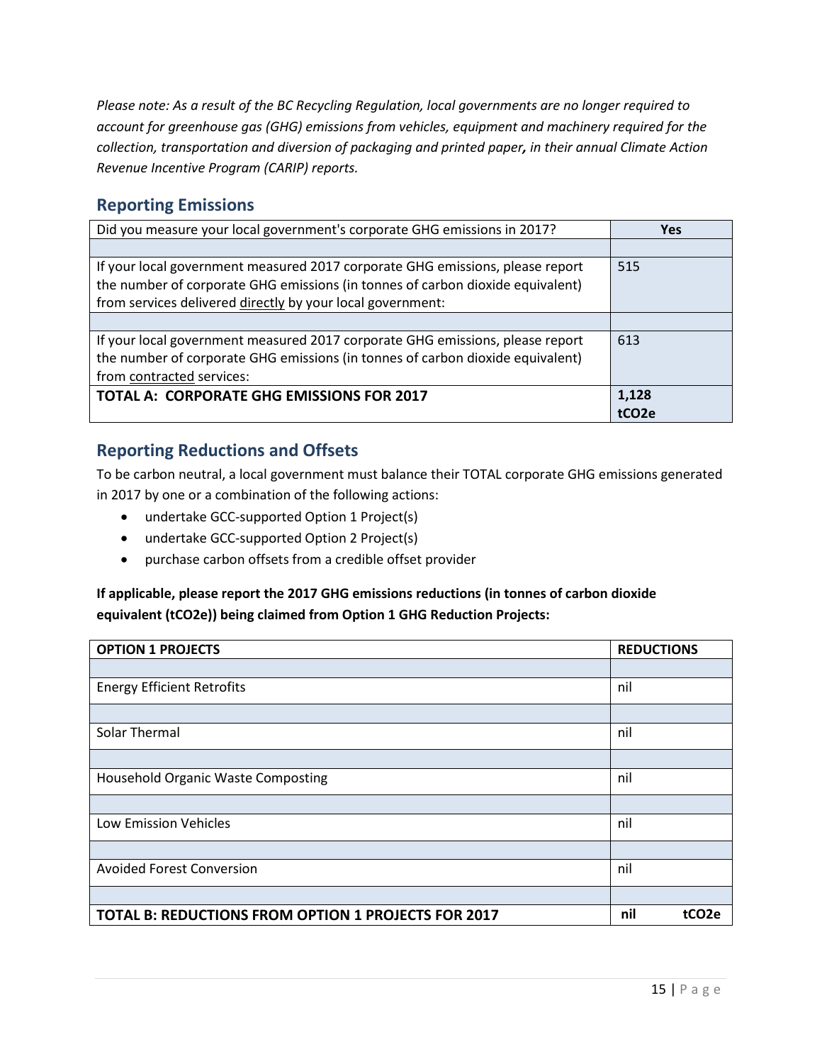*Please note: As a result of the BC Recycling Regulation, local governments are no longer required to account for greenhouse gas (GHG) emissions from vehicles, equipment and machinery required for the collection, transportation and diversion of packaging and printed paper, in their annual Climate Action Revenue Incentive Program (CARIP) reports.*

## Reporting Emissions

| Did you measure your local government's corporate GHG emissions in 2017? | **Yes** |
|---|---|
| | |
| If your local government measured 2017 corporate GHG emissions, please report the number of corporate GHG emissions (in tonnes of carbon dioxide equivalent) from services delivered directly by your local government: | 515 |
| | |
| If your local government measured 2017 corporate GHG emissions, please report the number of corporate GHG emissions (in tonnes of carbon dioxide equivalent) from contracted services: | 613 |
| **TOTAL A: CORPORATE GHG EMISSIONS FOR 2017** | **1,128 tCO2e** |

## Reporting Reductions and Offsets

To be carbon neutral, a local government must balance their TOTAL corporate GHG emissions generated in 2017 by one or a combination of the following actions:

- undertake GCC-supported Option 1 Project(s)
- undertake GCC-supported Option 2 Project(s)
- purchase carbon offsets from a credible offset provider

**If applicable, please report the 2017 GHG emissions reductions (in tonnes of carbon dioxide equivalent (tCO2e)) being claimed from Option 1 GHG Reduction Projects:**

| **OPTION 1 PROJECTS** | **REDUCTIONS** |
|---|---|
| | |
| Energy Efficient Retrofits | nil |
| | |
| Solar Thermal | nil |
| | |
| Household Organic Waste Composting | nil |
| | |
| Low Emission Vehicles | nil |
| | |
| Avoided Forest Conversion | nil |
| | |
| **TOTAL B: REDUCTIONS FROM OPTION 1 PROJECTS FOR 2017** | **nil tCO2e** |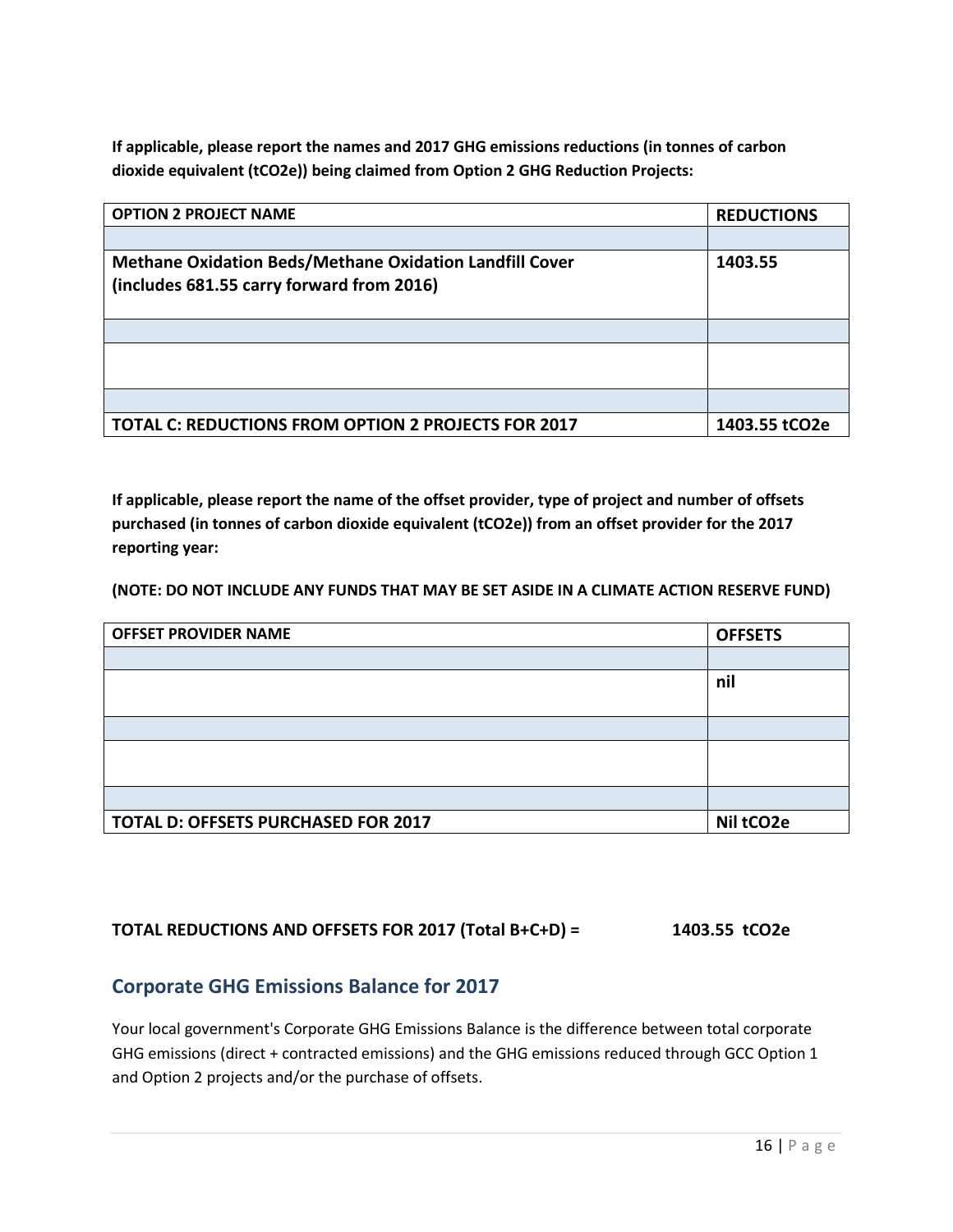**If applicable, please report the names and 2017 GHG emissions reductions (in tonnes of carbon dioxide equivalent (tCO2e)) being claimed from Option 2 GHG Reduction Projects:**

| OPTION 2 PROJECT NAME | REDUCTIONS |
| --- | --- |
| | |
| **Methane Oxidation Beds/Methane Oxidation Landfill Cover (includes 681.55 carry forward from 2016)** | **1403.55** |
| | |
| | |
| | |
| **TOTAL C: REDUCTIONS FROM OPTION 2 PROJECTS FOR 2017** | **1403.55 tCO2e** |

**If applicable, please report the name of the offset provider, type of project and number of offsets purchased (in tonnes of carbon dioxide equivalent (tCO2e)) from an offset provider for the 2017 reporting year:**

**(NOTE: DO NOT INCLUDE ANY FUNDS THAT MAY BE SET ASIDE IN A CLIMATE ACTION RESERVE FUND)**

| OFFSET PROVIDER NAME | OFFSETS |
| --- | --- |
| | |
| | **nil** |
| | |
| | |
| | |
| **TOTAL D: OFFSETS PURCHASED FOR 2017** | **Nil tCO2e** |

**TOTAL REDUCTIONS AND OFFSETS FOR 2017 (Total B+C+D) = 1403.55 tCO2e**

## Corporate GHG Emissions Balance for 2017

Your local government's Corporate GHG Emissions Balance is the difference between total corporate GHG emissions (direct + contracted emissions) and the GHG emissions reduced through GCC Option 1 and Option 2 projects and/or the purchase of offsets.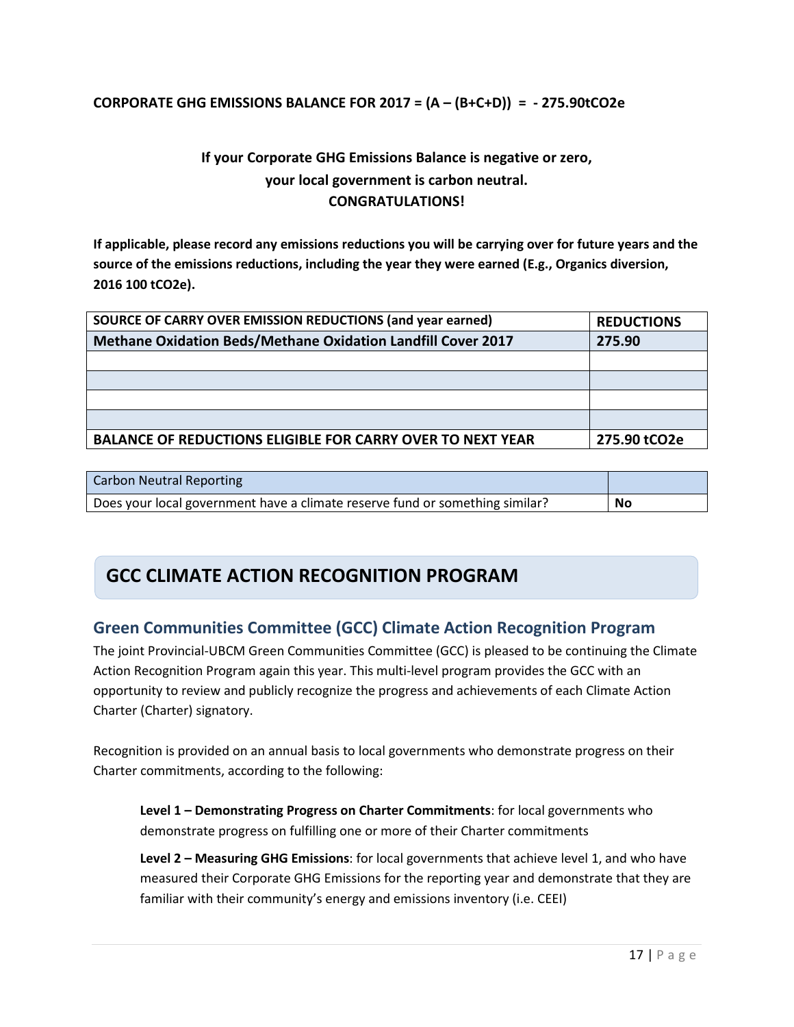**CORPORATE GHG EMISSIONS BALANCE FOR 2017 = (A – (B+C+D)) = - 275.90tCO2e**

**If your Corporate GHG Emissions Balance is negative or zero, your local government is carbon neutral. CONGRATULATIONS!**

**If applicable, please record any emissions reductions you will be carrying over for future years and the source of the emissions reductions, including the year they were earned (E.g., Organics diversion, 2016 100 tCO2e).**

| SOURCE OF CARRY OVER EMISSION REDUCTIONS (and year earned) | REDUCTIONS |
|---|---|
| **Methane Oxidation Beds/Methane Oxidation Landfill Cover 2017** | **275.90** |
| | |
| | |
| | |
| | |
| **BALANCE OF REDUCTIONS ELIGIBLE FOR CARRY OVER TO NEXT YEAR** | **275.90 tCO2e** |

| Carbon Neutral Reporting | |
|---|---|
| Does your local government have a climate reserve fund or something similar? | **No** |

# GCC CLIMATE ACTION RECOGNITION PROGRAM

## Green Communities Committee (GCC) Climate Action Recognition Program

The joint Provincial-UBCM Green Communities Committee (GCC) is pleased to be continuing the Climate Action Recognition Program again this year. This multi-level program provides the GCC with an opportunity to review and publicly recognize the progress and achievements of each Climate Action Charter (Charter) signatory.

Recognition is provided on an annual basis to local governments who demonstrate progress on their Charter commitments, according to the following:

**Level 1 – Demonstrating Progress on Charter Commitments**: for local governments who demonstrate progress on fulfilling one or more of their Charter commitments

**Level 2 – Measuring GHG Emissions**: for local governments that achieve level 1, and who have measured their Corporate GHG Emissions for the reporting year and demonstrate that they are familiar with their community's energy and emissions inventory (i.e. CEEI)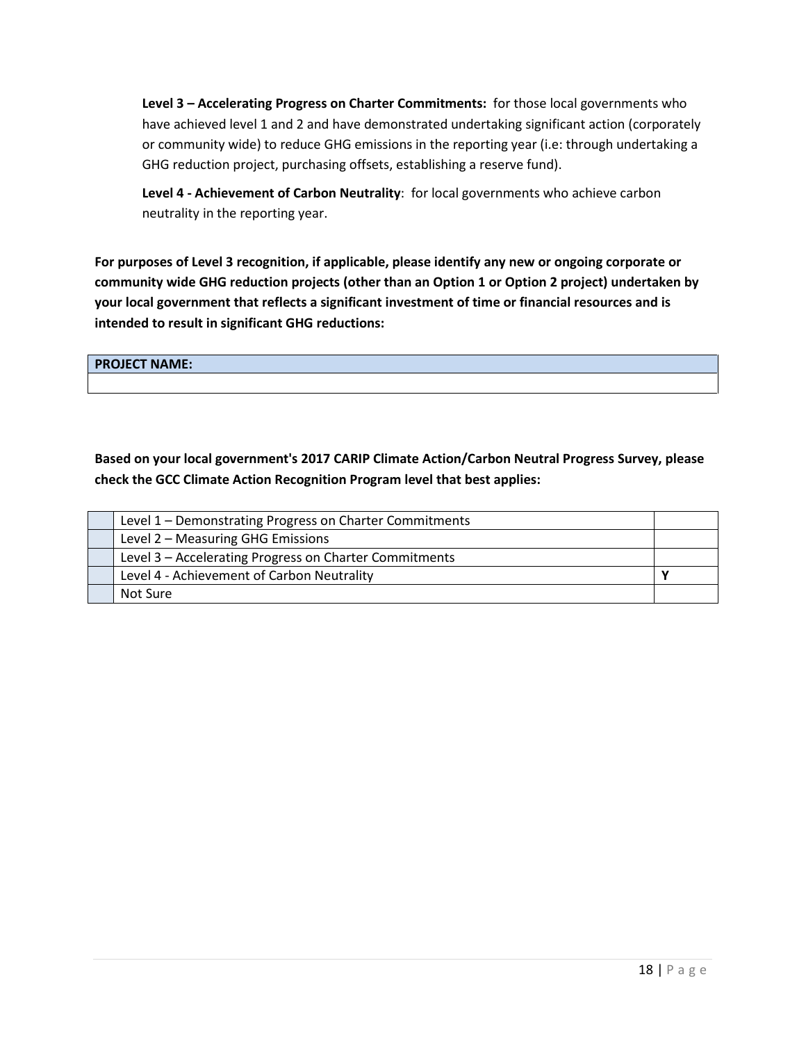**Level 3 – Accelerating Progress on Charter Commitments:** for those local governments who have achieved level 1 and 2 and have demonstrated undertaking significant action (corporately or community wide) to reduce GHG emissions in the reporting year (i.e: through undertaking a GHG reduction project, purchasing offsets, establishing a reserve fund).

**Level 4 - Achievement of Carbon Neutrality**: for local governments who achieve carbon neutrality in the reporting year.

**For purposes of Level 3 recognition, if applicable, please identify any new or ongoing corporate or community wide GHG reduction projects (other than an Option 1 or Option 2 project) undertaken by your local government that reflects a significant investment of time or financial resources and is intended to result in significant GHG reductions:**

| **PROJECT NAME:** |
|---|
| |

**Based on your local government's 2017 CARIP Climate Action/Carbon Neutral Progress Survey, please check the GCC Climate Action Recognition Program level that best applies:**

| | | |
|---|---|---|
| | Level 1 – Demonstrating Progress on Charter Commitments | |
| | Level 2 – Measuring GHG Emissions | |
| | Level 3 – Accelerating Progress on Charter Commitments | |
| | Level 4 - Achievement of Carbon Neutrality | **Y** |
| | Not Sure | |